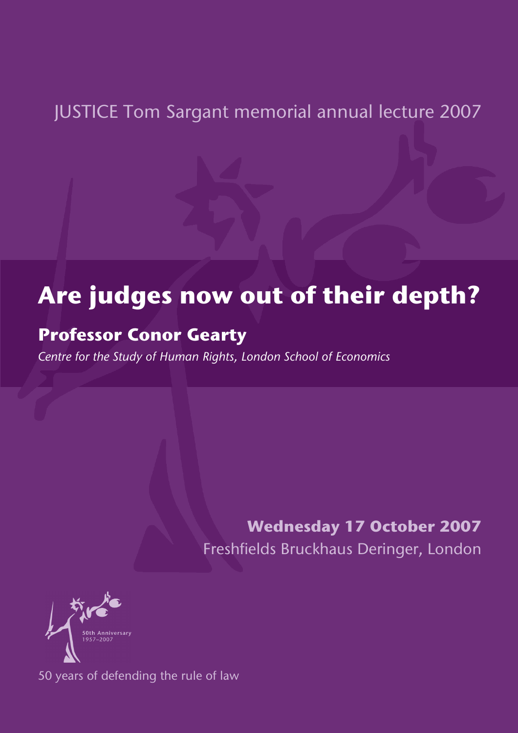JUSTICE Tom Sargant memorial annual lecture 2007

# Are judges now out of their depth?

## Professor Conor Gearty

*Centre for the Study of Human Rights, London School of Economics*

**Wednesday 17 October 2007**

Freshfields Bruckhaus Deringer, London

50th Anniversary
1957–2007

50 years of defending the rule of law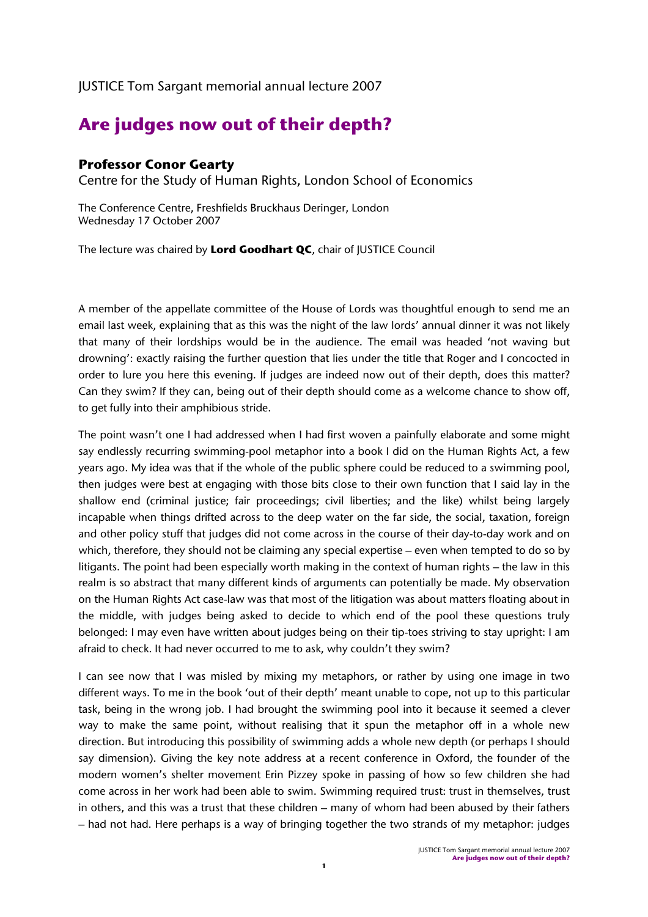JUSTICE Tom Sargant memorial annual lecture 2007

# Are judges now out of their depth?

### Professor Conor Gearty

Centre for the Study of Human Rights, London School of Economics

The Conference Centre, Freshfields Bruckhaus Deringer, London
Wednesday 17 October 2007

The lecture was chaired by **Lord Goodhart QC**, chair of JUSTICE Council

A member of the appellate committee of the House of Lords was thoughtful enough to send me an email last week, explaining that as this was the night of the law lords' annual dinner it was not likely that many of their lordships would be in the audience. The email was headed 'not waving but drowning': exactly raising the further question that lies under the title that Roger and I concocted in order to lure you here this evening. If judges are indeed now out of their depth, does this matter? Can they swim? If they can, being out of their depth should come as a welcome chance to show off, to get fully into their amphibious stride.

The point wasn't one I had addressed when I had first woven a painfully elaborate and some might say endlessly recurring swimming-pool metaphor into a book I did on the Human Rights Act, a few years ago. My idea was that if the whole of the public sphere could be reduced to a swimming pool, then judges were best at engaging with those bits close to their own function that I said lay in the shallow end (criminal justice; fair proceedings; civil liberties; and the like) whilst being largely incapable when things drifted across to the deep water on the far side, the social, taxation, foreign and other policy stuff that judges did not come across in the course of their day-to-day work and on which, therefore, they should not be claiming any special expertise – even when tempted to do so by litigants. The point had been especially worth making in the context of human rights – the law in this realm is so abstract that many different kinds of arguments can potentially be made. My observation on the Human Rights Act case-law was that most of the litigation was about matters floating about in the middle, with judges being asked to decide to which end of the pool these questions truly belonged: I may even have written about judges being on their tip-toes striving to stay upright: I am afraid to check. It had never occurred to me to ask, why couldn't they swim?

I can see now that I was misled by mixing my metaphors, or rather by using one image in two different ways. To me in the book 'out of their depth' meant unable to cope, not up to this particular task, being in the wrong job. I had brought the swimming pool into it because it seemed a clever way to make the same point, without realising that it spun the metaphor off in a whole new direction. But introducing this possibility of swimming adds a whole new depth (or perhaps I should say dimension). Giving the key note address at a recent conference in Oxford, the founder of the modern women's shelter movement Erin Pizzey spoke in passing of how so few children she had come across in her work had been able to swim. Swimming required trust: trust in themselves, trust in others, and this was a trust that these children – many of whom had been abused by their fathers – had not had. Here perhaps is a way of bringing together the two strands of my metaphor: judges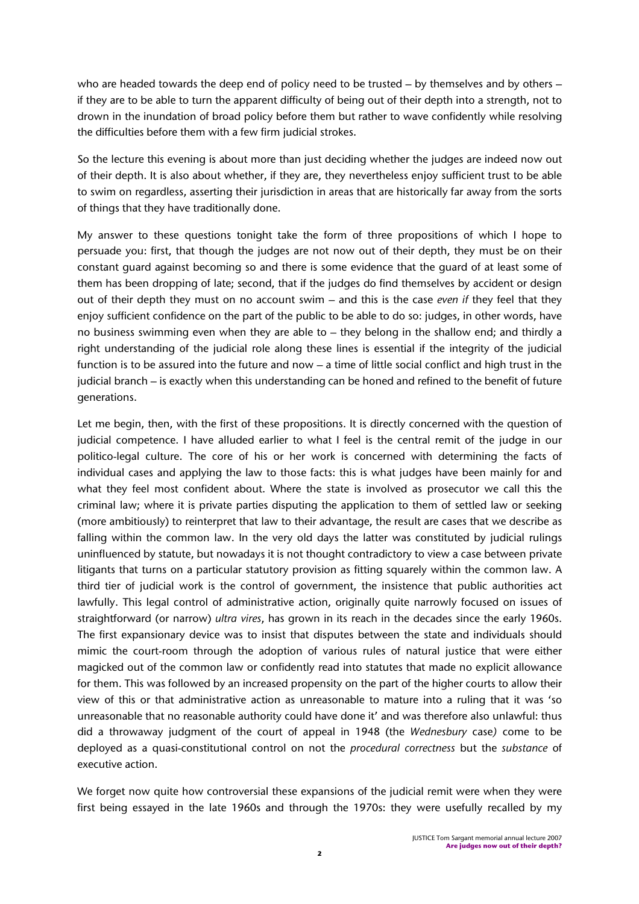who are headed towards the deep end of policy need to be trusted – by themselves and by others – if they are to be able to turn the apparent difficulty of being out of their depth into a strength, not to drown in the inundation of broad policy before them but rather to wave confidently while resolving the difficulties before them with a few firm judicial strokes.

So the lecture this evening is about more than just deciding whether the judges are indeed now out of their depth. It is also about whether, if they are, they nevertheless enjoy sufficient trust to be able to swim on regardless, asserting their jurisdiction in areas that are historically far away from the sorts of things that they have traditionally done.

My answer to these questions tonight take the form of three propositions of which I hope to persuade you: first, that though the judges are not now out of their depth, they must be on their constant guard against becoming so and there is some evidence that the guard of at least some of them has been dropping of late; second, that if the judges do find themselves by accident or design out of their depth they must on no account swim – and this is the case *even if* they feel that they enjoy sufficient confidence on the part of the public to be able to do so: judges, in other words, have no business swimming even when they are able to – they belong in the shallow end; and thirdly a right understanding of the judicial role along these lines is essential if the integrity of the judicial function is to be assured into the future and now – a time of little social conflict and high trust in the judicial branch – is exactly when this understanding can be honed and refined to the benefit of future generations.

Let me begin, then, with the first of these propositions. It is directly concerned with the question of judicial competence. I have alluded earlier to what I feel is the central remit of the judge in our politico-legal culture. The core of his or her work is concerned with determining the facts of individual cases and applying the law to those facts: this is what judges have been mainly for and what they feel most confident about. Where the state is involved as prosecutor we call this the criminal law; where it is private parties disputing the application to them of settled law or seeking (more ambitiously) to reinterpret that law to their advantage, the result are cases that we describe as falling within the common law. In the very old days the latter was constituted by judicial rulings uninfluenced by statute, but nowadays it is not thought contradictory to view a case between private litigants that turns on a particular statutory provision as fitting squarely within the common law. A third tier of judicial work is the control of government, the insistence that public authorities act lawfully. This legal control of administrative action, originally quite narrowly focused on issues of straightforward (or narrow) *ultra vires*, has grown in its reach in the decades since the early 1960s. The first expansionary device was to insist that disputes between the state and individuals should mimic the court-room through the adoption of various rules of natural justice that were either magicked out of the common law or confidently read into statutes that made no explicit allowance for them. This was followed by an increased propensity on the part of the higher courts to allow their view of this or that administrative action as unreasonable to mature into a ruling that it was 'so unreasonable that no reasonable authority could have done it' and was therefore also unlawful: thus did a throwaway judgment of the court of appeal in 1948 (the *Wednesbury* case) come to be deployed as a quasi-constitutional control on not the *procedural correctness* but the *substance* of executive action.

We forget now quite how controversial these expansions of the judicial remit were when they were first being essayed in the late 1960s and through the 1970s: they were usefully recalled by my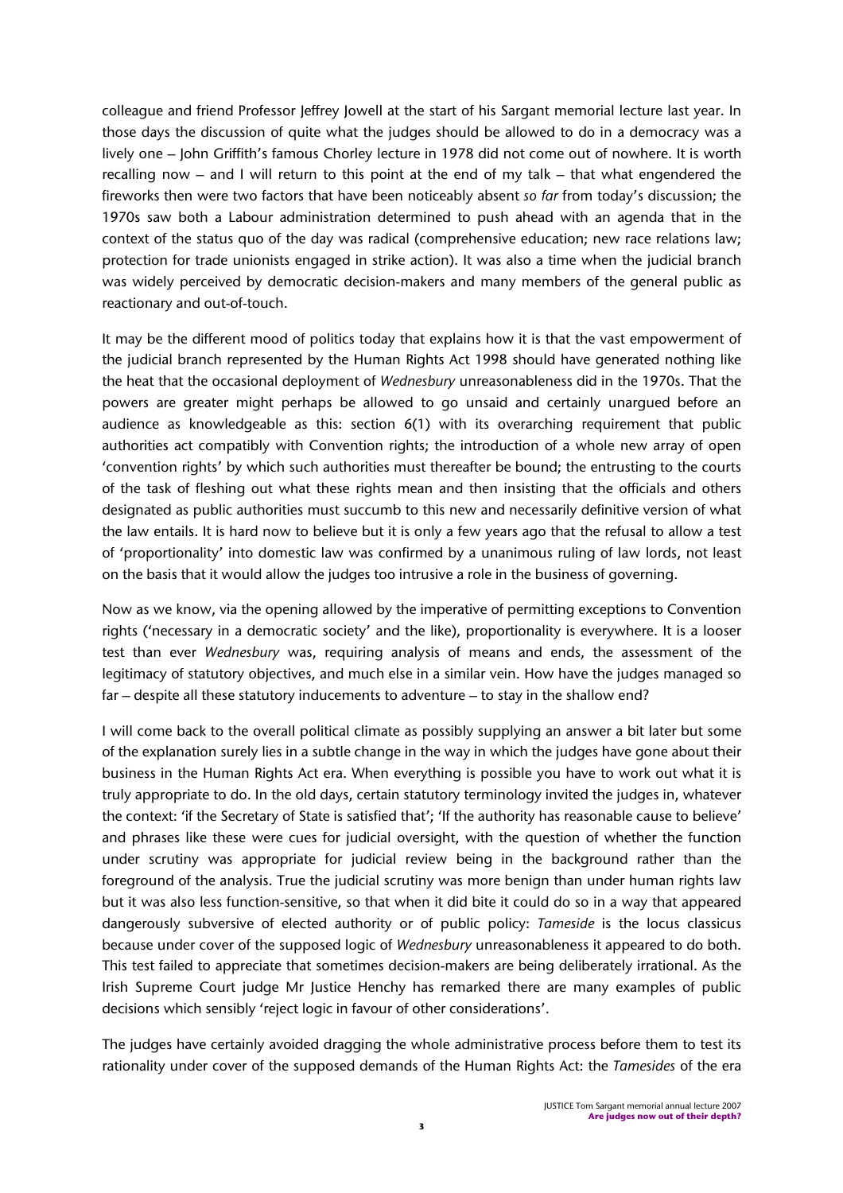colleague and friend Professor Jeffrey Jowell at the start of his Sargant memorial lecture last year. In those days the discussion of quite what the judges should be allowed to do in a democracy was a lively one – John Griffith's famous Chorley lecture in 1978 did not come out of nowhere. It is worth recalling now – and I will return to this point at the end of my talk – that what engendered the fireworks then were two factors that have been noticeably absent *so far* from today's discussion; the 1970s saw both a Labour administration determined to push ahead with an agenda that in the context of the status quo of the day was radical (comprehensive education; new race relations law; protection for trade unionists engaged in strike action). It was also a time when the judicial branch was widely perceived by democratic decision-makers and many members of the general public as reactionary and out-of-touch.

It may be the different mood of politics today that explains how it is that the vast empowerment of the judicial branch represented by the Human Rights Act 1998 should have generated nothing like the heat that the occasional deployment of *Wednesbury* unreasonableness did in the 1970s. That the powers are greater might perhaps be allowed to go unsaid and certainly unargued before an audience as knowledgeable as this: section 6(1) with its overarching requirement that public authorities act compatibly with Convention rights; the introduction of a whole new array of open 'convention rights' by which such authorities must thereafter be bound; the entrusting to the courts of the task of fleshing out what these rights mean and then insisting that the officials and others designated as public authorities must succumb to this new and necessarily definitive version of what the law entails. It is hard now to believe but it is only a few years ago that the refusal to allow a test of 'proportionality' into domestic law was confirmed by a unanimous ruling of law lords, not least on the basis that it would allow the judges too intrusive a role in the business of governing.

Now as we know, via the opening allowed by the imperative of permitting exceptions to Convention rights ('necessary in a democratic society' and the like), proportionality is everywhere. It is a looser test than ever *Wednesbury* was, requiring analysis of means and ends, the assessment of the legitimacy of statutory objectives, and much else in a similar vein. How have the judges managed so far – despite all these statutory inducements to adventure – to stay in the shallow end?

I will come back to the overall political climate as possibly supplying an answer a bit later but some of the explanation surely lies in a subtle change in the way in which the judges have gone about their business in the Human Rights Act era. When everything is possible you have to work out what it is truly appropriate to do. In the old days, certain statutory terminology invited the judges in, whatever the context: 'if the Secretary of State is satisfied that'; 'If the authority has reasonable cause to believe' and phrases like these were cues for judicial oversight, with the question of whether the function under scrutiny was appropriate for judicial review being in the background rather than the foreground of the analysis. True the judicial scrutiny was more benign than under human rights law but it was also less function-sensitive, so that when it did bite it could do so in a way that appeared dangerously subversive of elected authority or of public policy: *Tameside* is the locus classicus because under cover of the supposed logic of *Wednesbury* unreasonableness it appeared to do both. This test failed to appreciate that sometimes decision-makers are being deliberately irrational. As the Irish Supreme Court judge Mr Justice Henchy has remarked there are many examples of public decisions which sensibly 'reject logic in favour of other considerations'.

The judges have certainly avoided dragging the whole administrative process before them to test its rationality under cover of the supposed demands of the Human Rights Act: the *Tamesides* of the era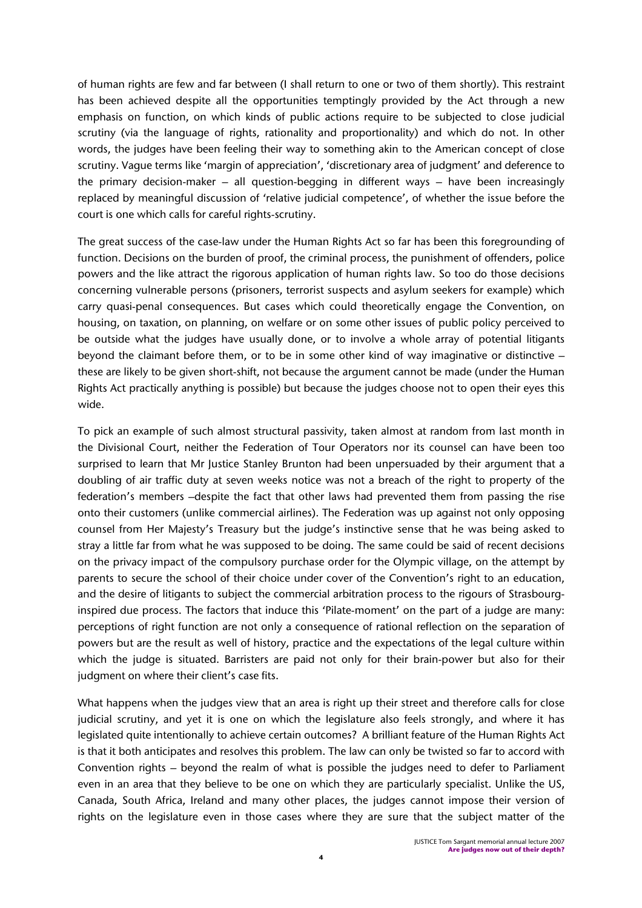of human rights are few and far between (I shall return to one or two of them shortly). This restraint has been achieved despite all the opportunities temptingly provided by the Act through a new emphasis on function, on which kinds of public actions require to be subjected to close judicial scrutiny (via the language of rights, rationality and proportionality) and which do not. In other words, the judges have been feeling their way to something akin to the American concept of close scrutiny. Vague terms like 'margin of appreciation', 'discretionary area of judgment' and deference to the primary decision-maker – all question-begging in different ways – have been increasingly replaced by meaningful discussion of 'relative judicial competence', of whether the issue before the court is one which calls for careful rights-scrutiny.

The great success of the case-law under the Human Rights Act so far has been this foregrounding of function. Decisions on the burden of proof, the criminal process, the punishment of offenders, police powers and the like attract the rigorous application of human rights law. So too do those decisions concerning vulnerable persons (prisoners, terrorist suspects and asylum seekers for example) which carry quasi-penal consequences. But cases which could theoretically engage the Convention, on housing, on taxation, on planning, on welfare or on some other issues of public policy perceived to be outside what the judges have usually done, or to involve a whole array of potential litigants beyond the claimant before them, or to be in some other kind of way imaginative or distinctive – these are likely to be given short-shift, not because the argument cannot be made (under the Human Rights Act practically anything is possible) but because the judges choose not to open their eyes this wide.

To pick an example of such almost structural passivity, taken almost at random from last month in the Divisional Court, neither the Federation of Tour Operators nor its counsel can have been too surprised to learn that Mr Justice Stanley Brunton had been unpersuaded by their argument that a doubling of air traffic duty at seven weeks notice was not a breach of the right to property of the federation's members –despite the fact that other laws had prevented them from passing the rise onto their customers (unlike commercial airlines). The Federation was up against not only opposing counsel from Her Majesty's Treasury but the judge's instinctive sense that he was being asked to stray a little far from what he was supposed to be doing. The same could be said of recent decisions on the privacy impact of the compulsory purchase order for the Olympic village, on the attempt by parents to secure the school of their choice under cover of the Convention's right to an education, and the desire of litigants to subject the commercial arbitration process to the rigours of Strasbourg-inspired due process. The factors that induce this 'Pilate-moment' on the part of a judge are many: perceptions of right function are not only a consequence of rational reflection on the separation of powers but are the result as well of history, practice and the expectations of the legal culture within which the judge is situated. Barristers are paid not only for their brain-power but also for their judgment on where their client's case fits.

What happens when the judges view that an area is right up their street and therefore calls for close judicial scrutiny, and yet it is one on which the legislature also feels strongly, and where it has legislated quite intentionally to achieve certain outcomes? A brilliant feature of the Human Rights Act is that it both anticipates and resolves this problem. The law can only be twisted so far to accord with Convention rights – beyond the realm of what is possible the judges need to defer to Parliament even in an area that they believe to be one on which they are particularly specialist. Unlike the US, Canada, South Africa, Ireland and many other places, the judges cannot impose their version of rights on the legislature even in those cases where they are sure that the subject matter of the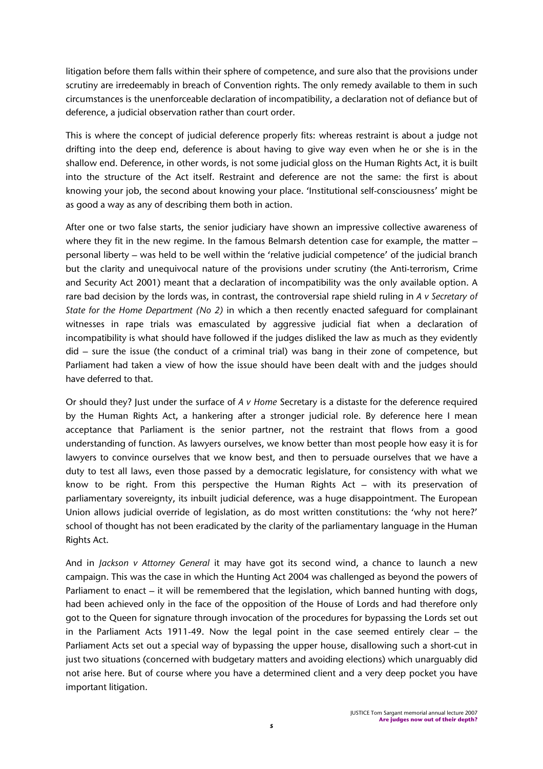litigation before them falls within their sphere of competence, and sure also that the provisions under scrutiny are irredeemably in breach of Convention rights. The only remedy available to them in such circumstances is the unenforceable declaration of incompatibility, a declaration not of defiance but of deference, a judicial observation rather than court order.

This is where the concept of judicial deference properly fits: whereas restraint is about a judge not drifting into the deep end, deference is about having to give way even when he or she is in the shallow end. Deference, in other words, is not some judicial gloss on the Human Rights Act, it is built into the structure of the Act itself. Restraint and deference are not the same: the first is about knowing your job, the second about knowing your place. 'Institutional self-consciousness' might be as good a way as any of describing them both in action.

After one or two false starts, the senior judiciary have shown an impressive collective awareness of where they fit in the new regime. In the famous Belmarsh detention case for example, the matter – personal liberty – was held to be well within the 'relative judicial competence' of the judicial branch but the clarity and unequivocal nature of the provisions under scrutiny (the Anti-terrorism, Crime and Security Act 2001) meant that a declaration of incompatibility was the only available option. A rare bad decision by the lords was, in contrast, the controversial rape shield ruling in *A v Secretary of State for the Home Department (No 2)* in which a then recently enacted safeguard for complainant witnesses in rape trials was emasculated by aggressive judicial fiat when a declaration of incompatibility is what should have followed if the judges disliked the law as much as they evidently did – sure the issue (the conduct of a criminal trial) was bang in their zone of competence, but Parliament had taken a view of how the issue should have been dealt with and the judges should have deferred to that.

Or should they? Just under the surface of *A v Home* Secretary is a distaste for the deference required by the Human Rights Act, a hankering after a stronger judicial role. By deference here I mean acceptance that Parliament is the senior partner, not the restraint that flows from a good understanding of function. As lawyers ourselves, we know better than most people how easy it is for lawyers to convince ourselves that we know best, and then to persuade ourselves that we have a duty to test all laws, even those passed by a democratic legislature, for consistency with what we know to be right. From this perspective the Human Rights Act – with its preservation of parliamentary sovereignty, its inbuilt judicial deference, was a huge disappointment. The European Union allows judicial override of legislation, as do most written constitutions: the 'why not here?' school of thought has not been eradicated by the clarity of the parliamentary language in the Human Rights Act.

And in *Jackson v Attorney General* it may have got its second wind, a chance to launch a new campaign. This was the case in which the Hunting Act 2004 was challenged as beyond the powers of Parliament to enact – it will be remembered that the legislation, which banned hunting with dogs, had been achieved only in the face of the opposition of the House of Lords and had therefore only got to the Queen for signature through invocation of the procedures for bypassing the Lords set out in the Parliament Acts 1911-49. Now the legal point in the case seemed entirely clear – the Parliament Acts set out a special way of bypassing the upper house, disallowing such a short-cut in just two situations (concerned with budgetary matters and avoiding elections) which unarguably did not arise here. But of course where you have a determined client and a very deep pocket you have important litigation.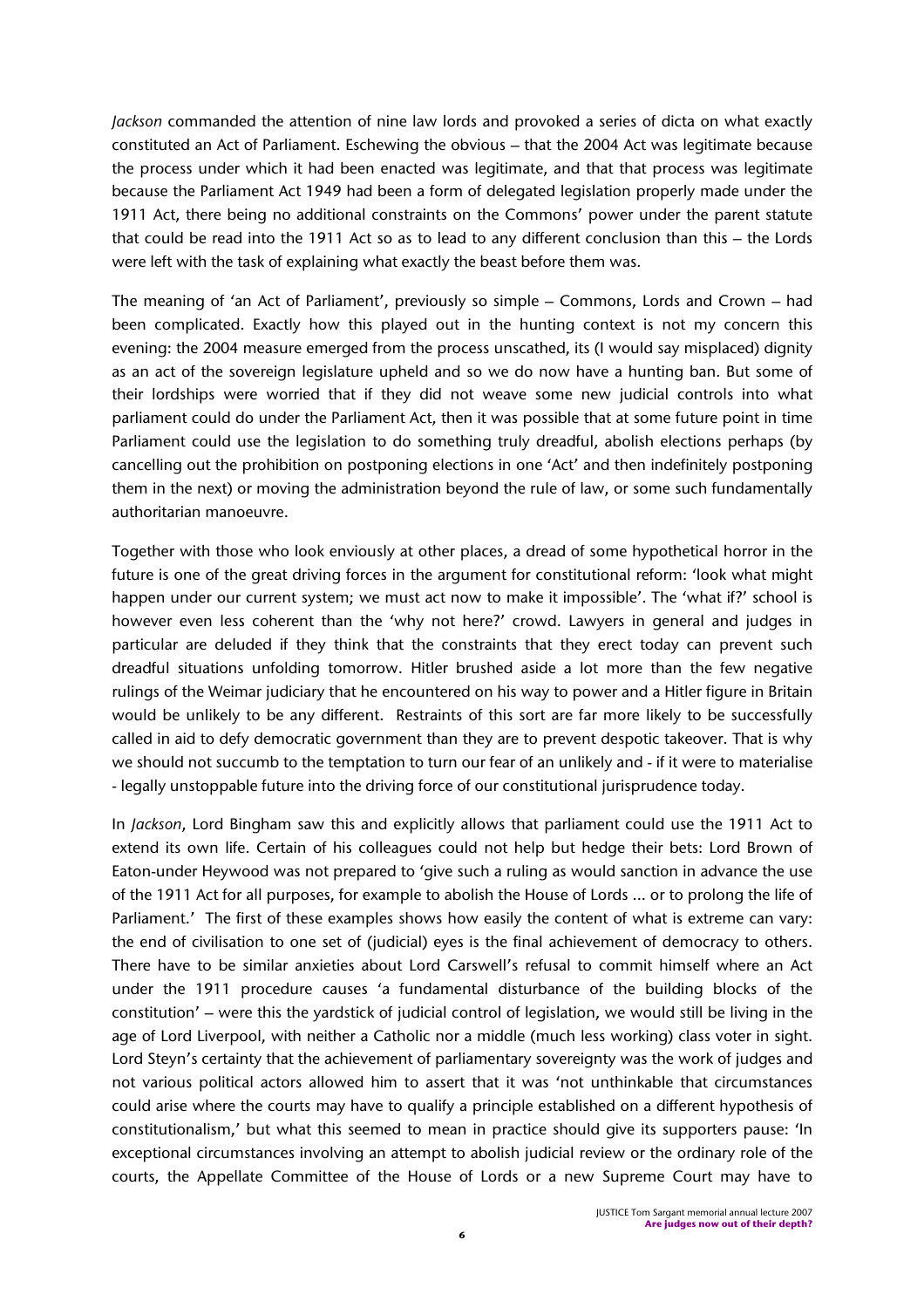*Jackson* commanded the attention of nine law lords and provoked a series of dicta on what exactly constituted an Act of Parliament. Eschewing the obvious – that the 2004 Act was legitimate because the process under which it had been enacted was legitimate, and that that process was legitimate because the Parliament Act 1949 had been a form of delegated legislation properly made under the 1911 Act, there being no additional constraints on the Commons' power under the parent statute that could be read into the 1911 Act so as to lead to any different conclusion than this – the Lords were left with the task of explaining what exactly the beast before them was.

The meaning of 'an Act of Parliament', previously so simple – Commons, Lords and Crown – had been complicated. Exactly how this played out in the hunting context is not my concern this evening: the 2004 measure emerged from the process unscathed, its (I would say misplaced) dignity as an act of the sovereign legislature upheld and so we do now have a hunting ban. But some of their lordships were worried that if they did not weave some new judicial controls into what parliament could do under the Parliament Act, then it was possible that at some future point in time Parliament could use the legislation to do something truly dreadful, abolish elections perhaps (by cancelling out the prohibition on postponing elections in one 'Act' and then indefinitely postponing them in the next) or moving the administration beyond the rule of law, or some such fundamentally authoritarian manoeuvre.

Together with those who look enviously at other places, a dread of some hypothetical horror in the future is one of the great driving forces in the argument for constitutional reform: 'look what might happen under our current system; we must act now to make it impossible'. The 'what if?' school is however even less coherent than the 'why not here?' crowd. Lawyers in general and judges in particular are deluded if they think that the constraints that they erect today can prevent such dreadful situations unfolding tomorrow. Hitler brushed aside a lot more than the few negative rulings of the Weimar judiciary that he encountered on his way to power and a Hitler figure in Britain would be unlikely to be any different. Restraints of this sort are far more likely to be successfully called in aid to defy democratic government than they are to prevent despotic takeover. That is why we should not succumb to the temptation to turn our fear of an unlikely and - if it were to materialise - legally unstoppable future into the driving force of our constitutional jurisprudence today.

In *Jackson*, Lord Bingham saw this and explicitly allows that parliament could use the 1911 Act to extend its own life. Certain of his colleagues could not help but hedge their bets: Lord Brown of Eaton-under Heywood was not prepared to 'give such a ruling as would sanction in advance the use of the 1911 Act for all purposes, for example to abolish the House of Lords ... or to prolong the life of Parliament.' The first of these examples shows how easily the content of what is extreme can vary: the end of civilisation to one set of (judicial) eyes is the final achievement of democracy to others. There have to be similar anxieties about Lord Carswell's refusal to commit himself where an Act under the 1911 procedure causes 'a fundamental disturbance of the building blocks of the constitution' – were this the yardstick of judicial control of legislation, we would still be living in the age of Lord Liverpool, with neither a Catholic nor a middle (much less working) class voter in sight. Lord Steyn's certainty that the achievement of parliamentary sovereignty was the work of judges and not various political actors allowed him to assert that it was 'not unthinkable that circumstances could arise where the courts may have to qualify a principle established on a different hypothesis of constitutionalism,' but what this seemed to mean in practice should give its supporters pause: 'In exceptional circumstances involving an attempt to abolish judicial review or the ordinary role of the courts, the Appellate Committee of the House of Lords or a new Supreme Court may have to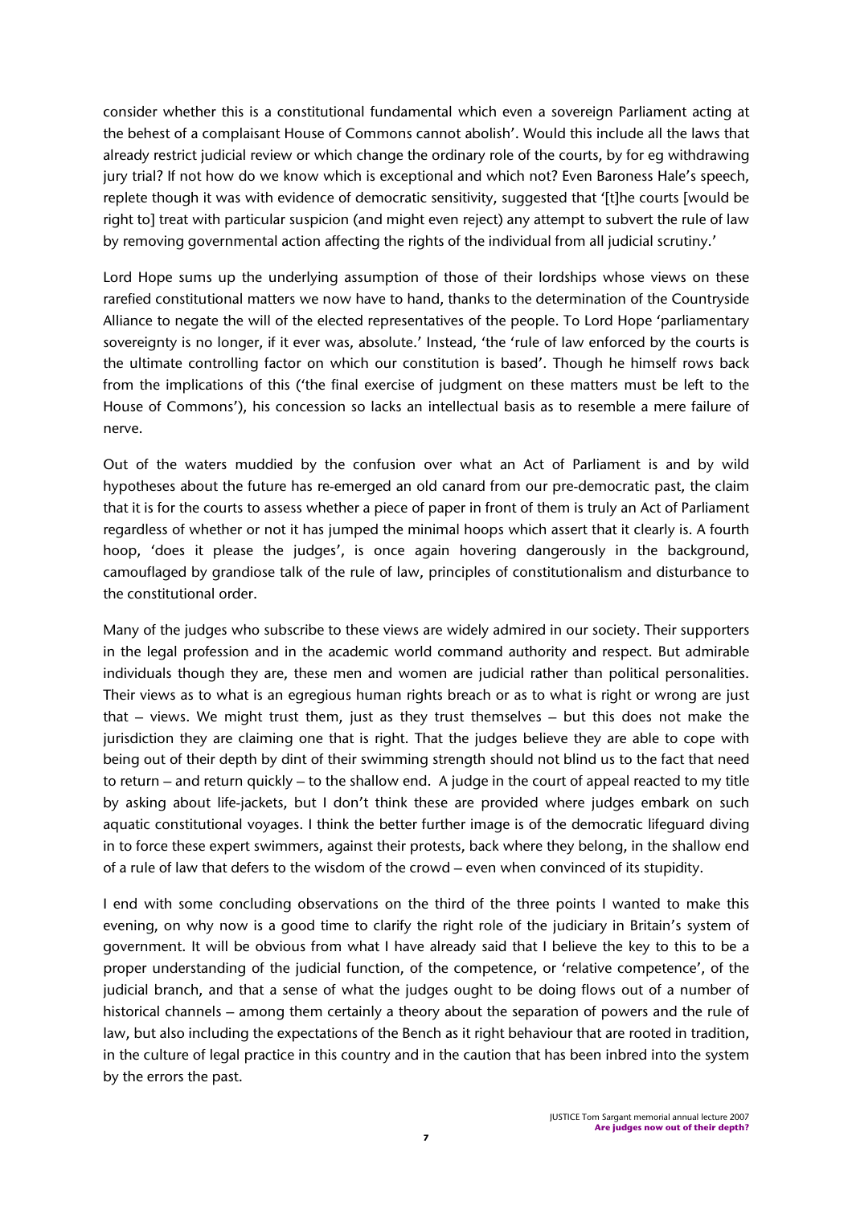consider whether this is a constitutional fundamental which even a sovereign Parliament acting at the behest of a complaisant House of Commons cannot abolish'. Would this include all the laws that already restrict judicial review or which change the ordinary role of the courts, by for eg withdrawing jury trial? If not how do we know which is exceptional and which not? Even Baroness Hale's speech, replete though it was with evidence of democratic sensitivity, suggested that '[t]he courts [would be right to] treat with particular suspicion (and might even reject) any attempt to subvert the rule of law by removing governmental action affecting the rights of the individual from all judicial scrutiny.'

Lord Hope sums up the underlying assumption of those of their lordships whose views on these rarefied constitutional matters we now have to hand, thanks to the determination of the Countryside Alliance to negate the will of the elected representatives of the people. To Lord Hope 'parliamentary sovereignty is no longer, if it ever was, absolute.' Instead, 'the 'rule of law enforced by the courts is the ultimate controlling factor on which our constitution is based'. Though he himself rows back from the implications of this ('the final exercise of judgment on these matters must be left to the House of Commons'), his concession so lacks an intellectual basis as to resemble a mere failure of nerve.

Out of the waters muddied by the confusion over what an Act of Parliament is and by wild hypotheses about the future has re-emerged an old canard from our pre-democratic past, the claim that it is for the courts to assess whether a piece of paper in front of them is truly an Act of Parliament regardless of whether or not it has jumped the minimal hoops which assert that it clearly is. A fourth hoop, 'does it please the judges', is once again hovering dangerously in the background, camouflaged by grandiose talk of the rule of law, principles of constitutionalism and disturbance to the constitutional order.

Many of the judges who subscribe to these views are widely admired in our society. Their supporters in the legal profession and in the academic world command authority and respect. But admirable individuals though they are, these men and women are judicial rather than political personalities. Their views as to what is an egregious human rights breach or as to what is right or wrong are just that – views. We might trust them, just as they trust themselves – but this does not make the jurisdiction they are claiming one that is right. That the judges believe they are able to cope with being out of their depth by dint of their swimming strength should not blind us to the fact that need to return – and return quickly – to the shallow end. A judge in the court of appeal reacted to my title by asking about life-jackets, but I don't think these are provided where judges embark on such aquatic constitutional voyages. I think the better further image is of the democratic lifeguard diving in to force these expert swimmers, against their protests, back where they belong, in the shallow end of a rule of law that defers to the wisdom of the crowd – even when convinced of its stupidity.

I end with some concluding observations on the third of the three points I wanted to make this evening, on why now is a good time to clarify the right role of the judiciary in Britain's system of government. It will be obvious from what I have already said that I believe the key to this to be a proper understanding of the judicial function, of the competence, or 'relative competence', of the judicial branch, and that a sense of what the judges ought to be doing flows out of a number of historical channels – among them certainly a theory about the separation of powers and the rule of law, but also including the expectations of the Bench as it right behaviour that are rooted in tradition, in the culture of legal practice in this country and in the caution that has been inbred into the system by the errors the past.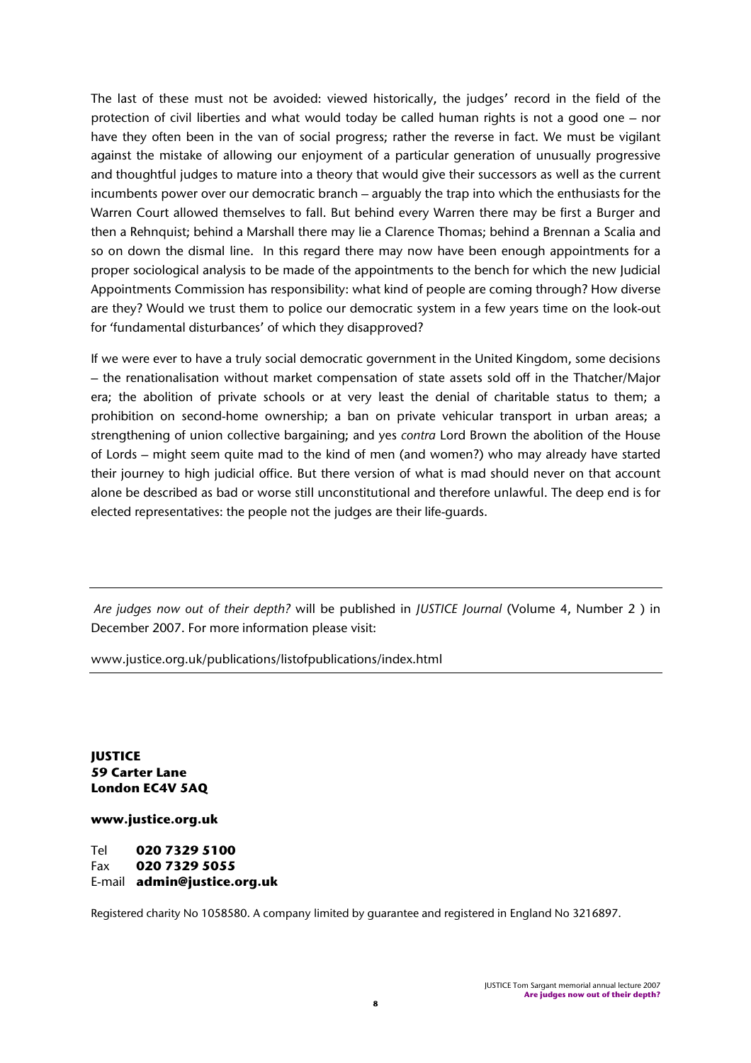The last of these must not be avoided: viewed historically, the judges' record in the field of the protection of civil liberties and what would today be called human rights is not a good one – nor have they often been in the van of social progress; rather the reverse in fact. We must be vigilant against the mistake of allowing our enjoyment of a particular generation of unusually progressive and thoughtful judges to mature into a theory that would give their successors as well as the current incumbents power over our democratic branch – arguably the trap into which the enthusiasts for the Warren Court allowed themselves to fall. But behind every Warren there may be first a Burger and then a Rehnquist; behind a Marshall there may lie a Clarence Thomas; behind a Brennan a Scalia and so on down the dismal line. In this regard there may now have been enough appointments for a proper sociological analysis to be made of the appointments to the bench for which the new Judicial Appointments Commission has responsibility: what kind of people are coming through? How diverse are they? Would we trust them to police our democratic system in a few years time on the look-out for 'fundamental disturbances' of which they disapproved?

If we were ever to have a truly social democratic government in the United Kingdom, some decisions – the renationalisation without market compensation of state assets sold off in the Thatcher/Major era; the abolition of private schools or at very least the denial of charitable status to them; a prohibition on second-home ownership; a ban on private vehicular transport in urban areas; a strengthening of union collective bargaining; and yes *contra* Lord Brown the abolition of the House of Lords – might seem quite mad to the kind of men (and women?) who may already have started their journey to high judicial office. But there version of what is mad should never on that account alone be described as bad or worse still unconstitutional and therefore unlawful. The deep end is for elected representatives: the people not the judges are their life-guards.

---

*Are judges now out of their depth?* will be published in *JUSTICE Journal* (Volume 4, Number 2 ) in December 2007. For more information please visit:

www.justice.org.uk/publications/listofpublications/index.html

---

**JUSTICE**
**59 Carter Lane**
**London EC4V 5AQ**

**www.justice.org.uk**

Tel **020 7329 5100**
Fax **020 7329 5055**
E-mail **admin@justice.org.uk**

Registered charity No 1058580. A company limited by guarantee and registered in England No 3216897.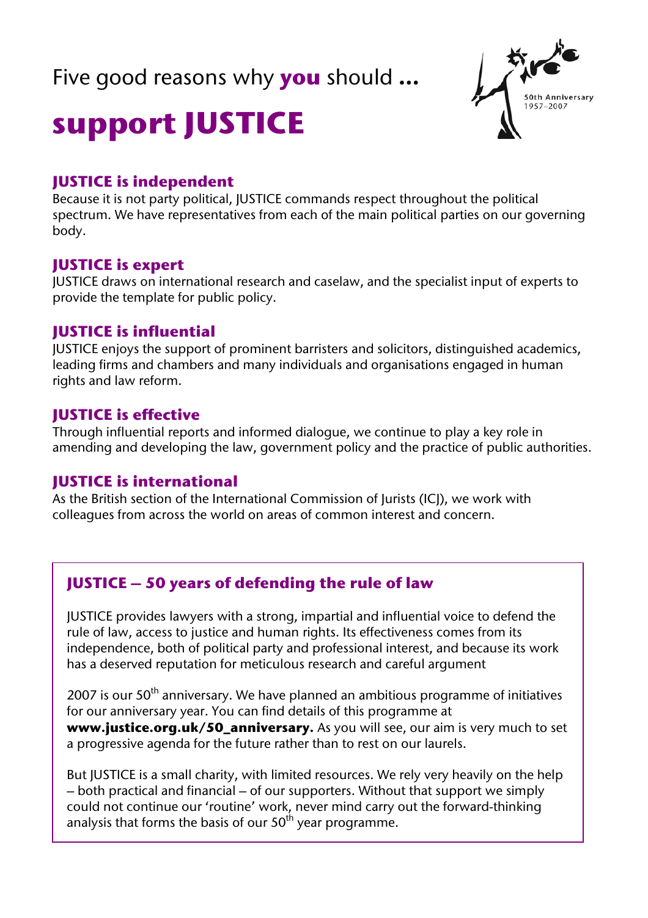Five good reasons why **you** should ...

# support JUSTICE

50th Anniversary 1957–2007

### JUSTICE is independent

Because it is not party political, JUSTICE commands respect throughout the political spectrum. We have representatives from each of the main political parties on our governing body.

### JUSTICE is expert

JUSTICE draws on international research and caselaw, and the specialist input of experts to provide the template for public policy.

### JUSTICE is influential

JUSTICE enjoys the support of prominent barristers and solicitors, distinguished academics, leading firms and chambers and many individuals and organisations engaged in human rights and law reform.

### JUSTICE is effective

Through influential reports and informed dialogue, we continue to play a key role in amending and developing the law, government policy and the practice of public authorities.

### JUSTICE is international

As the British section of the International Commission of Jurists (ICJ), we work with colleagues from across the world on areas of common interest and concern.

### JUSTICE – 50 years of defending the rule of law

JUSTICE provides lawyers with a strong, impartial and influential voice to defend the rule of law, access to justice and human rights. Its effectiveness comes from its independence, both of political party and professional interest, and because its work has a deserved reputation for meticulous research and careful argument

2007 is our 50th anniversary. We have planned an ambitious programme of initiatives for our anniversary year. You can find details of this programme at **www.justice.org.uk/50_anniversary.** As you will see, our aim is very much to set a progressive agenda for the future rather than to rest on our laurels.

But JUSTICE is a small charity, with limited resources. We rely very heavily on the help – both practical and financial – of our supporters. Without that support we simply could not continue our 'routine' work, never mind carry out the forward-thinking analysis that forms the basis of our 50th year programme.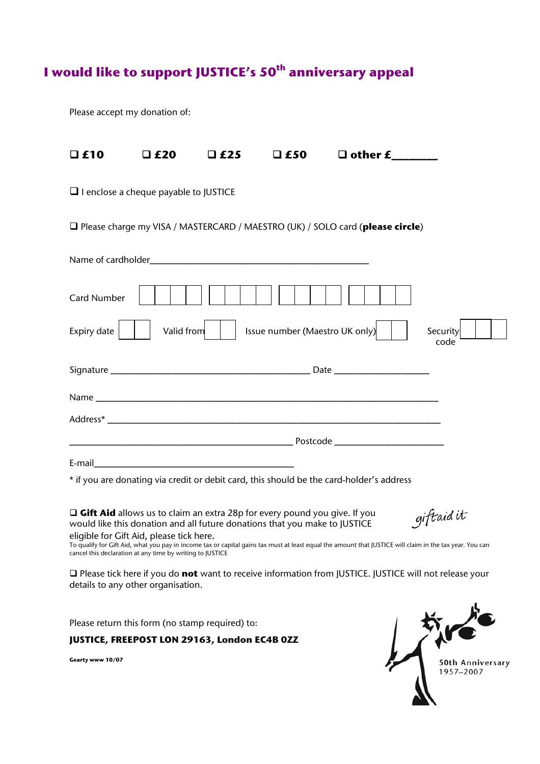# I would like to support JUSTICE's 50th anniversary appeal

Please accept my donation of:

❑ **£10** ❑ **£20** ❑ **£25** ❑ **£50** ❑ **other £________**

❑ I enclose a cheque payable to JUSTICE

❑ Please charge my VISA / MASTERCARD / MAESTRO (UK) / SOLO card (**please circle**)

Name of cardholder_______________________________________________

Card Number ☐☐☐☐ ☐☐☐☐ ☐☐☐☐ ☐☐☐☐

Expiry date ☐☐ Valid from ☐☐ Issue number (Maestro UK only) ☐☐ Security code ☐☐☐

Signature ___________________________________________ Date ____________________

Name __________________________________________________________________________

Address* ______________________________________________________________________

_______________________________________________ Postcode ______________________

E-mail___________________________________________

\* if you are donating via credit or debit card, this should be the card-holder's address

❑ **Gift Aid** allows us to claim an extra 28p for every pound you give. If you would like this donation and all future donations that you make to JUSTICE eligible for Gift Aid, please tick here.

giftaid it

To qualify for Gift Aid, what you pay in income tax or capital gains tax must at least equal the amount that JUSTICE will claim in the tax year. You can cancel this declaration at any time by writing to JUSTICE

❑ Please tick here if you do **not** want to receive information from JUSTICE. JUSTICE will not release your details to any other organisation.

Please return this form (no stamp required) to:

**JUSTICE, FREEPOST LON 29163, London EC4B 0ZZ**

**Gearty www 10/07**

50th Anniversary
1957–2007